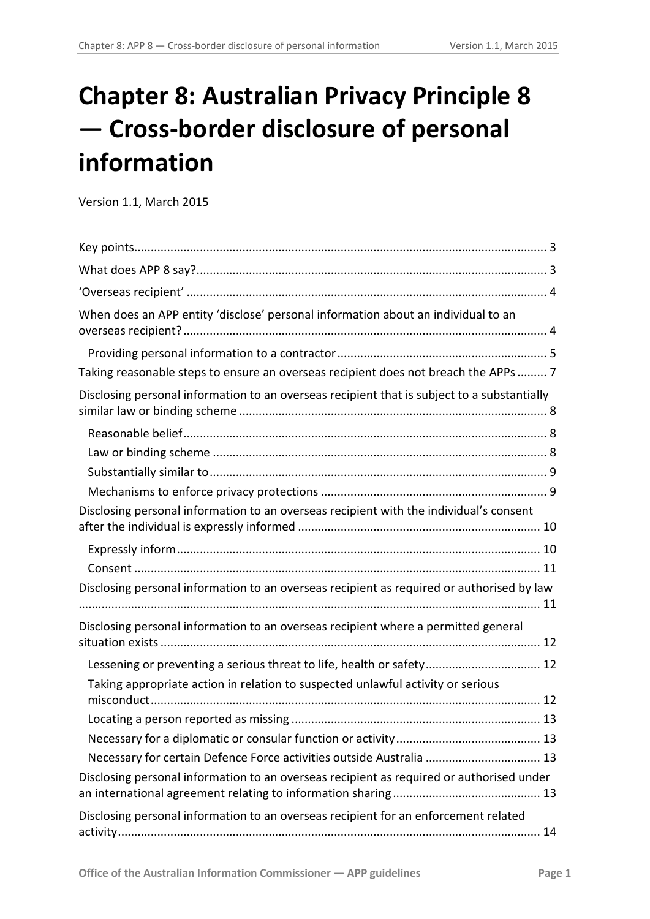# Chapter 8: Australian Privacy Principle 8 — Cross-border disclosure of personal information

Version 1.1, March 2015

Key points ........................................................................................................................ 3

What does APP 8 say? ....................................................................................................... 3

'Overseas recipient' .......................................................................................................... 4

When does an APP entity 'disclose' personal information about an individual to an overseas recipient? ........................................................................................................... 4

- Providing personal information to a contractor ............................................................. 5

Taking reasonable steps to ensure an overseas recipient does not breach the APPs ......... 7

Disclosing personal information to an overseas recipient that is subject to a substantially similar law or binding scheme .......................................................................................... 8

- Reasonable belief ........................................................................................................... 8
- Law or binding scheme ................................................................................................... 8
- Substantially similar to ................................................................................................... 9
- Mechanisms to enforce privacy protections .................................................................. 9

Disclosing personal information to an overseas recipient with the individual's consent after the individual is expressly informed ....................................................................... 10

- Expressly inform ........................................................................................................... 10
- Consent ........................................................................................................................ 11

Disclosing personal information to an overseas recipient as required or authorised by law ........................................................................................................................................ 11

Disclosing personal information to an overseas recipient where a permitted general situation exists ................................................................................................................ 12

- Lessening or preventing a serious threat to life, health or safety .................................. 12
- Taking appropriate action in relation to suspected unlawful activity or serious misconduct .................................................................................................................... 12
- Locating a person reported as missing ......................................................................... 13
- Necessary for a diplomatic or consular function or activity .......................................... 13
- Necessary for certain Defence Force activities outside Australia .................................. 13

Disclosing personal information to an overseas recipient as required or authorised under an international agreement relating to information sharing ........................................... 13

Disclosing personal information to an overseas recipient for an enforcement related activity ............................................................................................................................ 14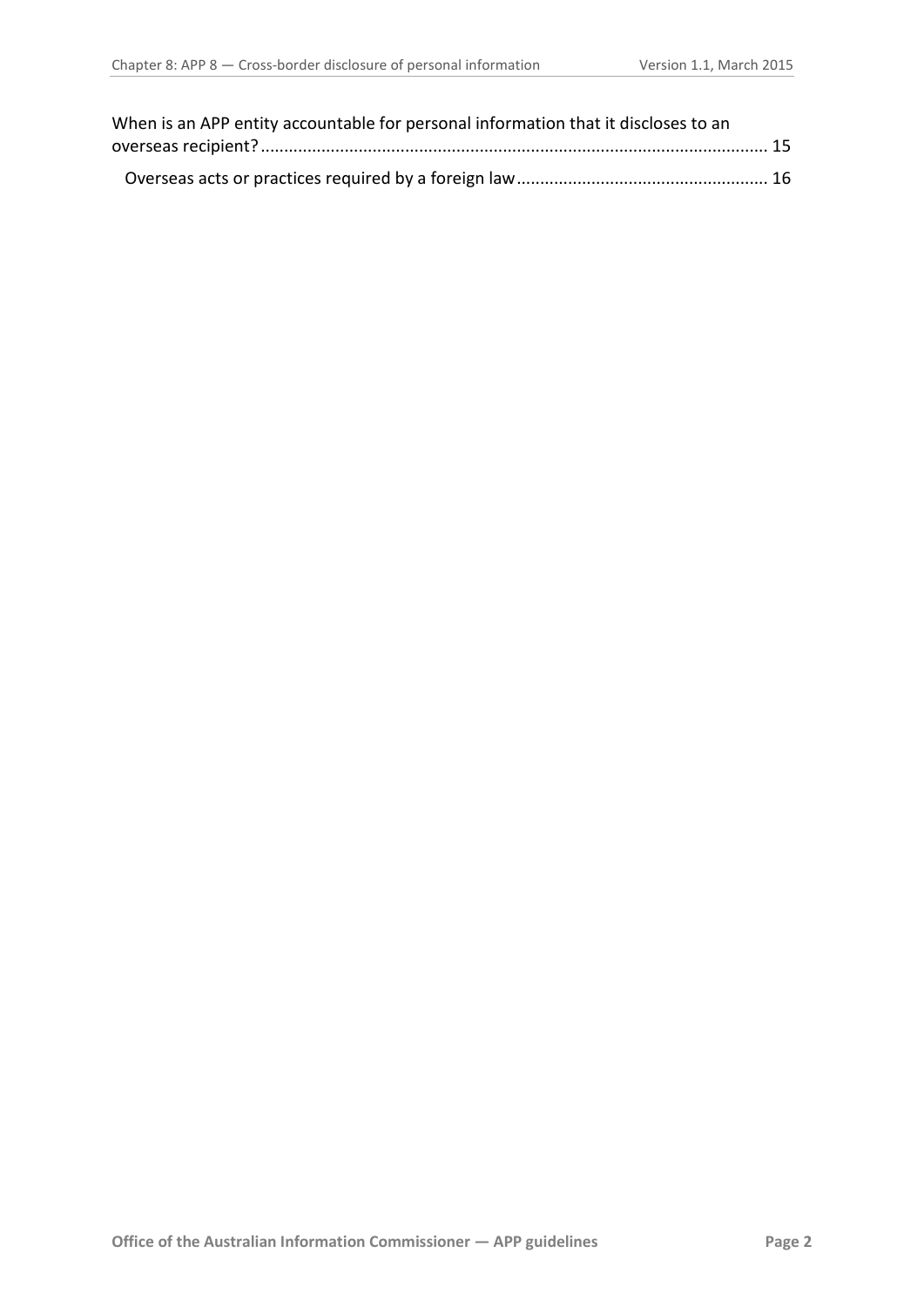When is an APP entity accountable for personal information that it discloses to an overseas recipient? ........................................................................................................... 15

Overseas acts or practices required by a foreign law ..................................................... 16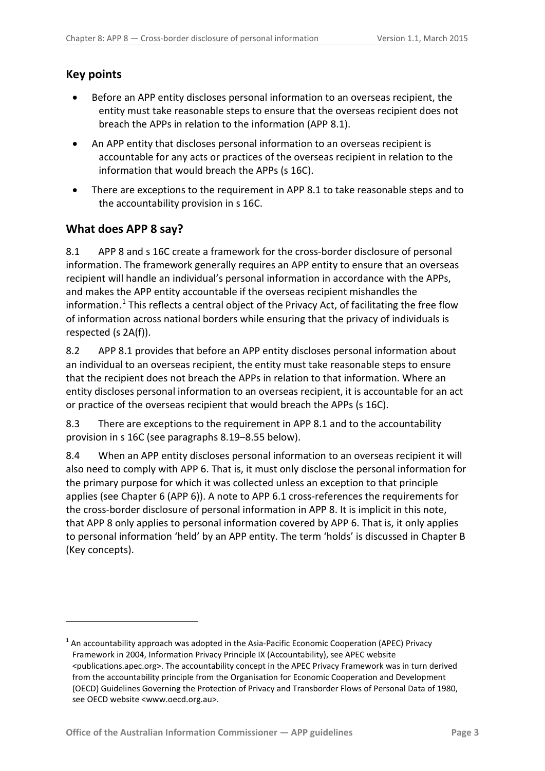## Key points

- Before an APP entity discloses personal information to an overseas recipient, the entity must take reasonable steps to ensure that the overseas recipient does not breach the APPs in relation to the information (APP 8.1).
- An APP entity that discloses personal information to an overseas recipient is accountable for any acts or practices of the overseas recipient in relation to the information that would breach the APPs (s 16C).
- There are exceptions to the requirement in APP 8.1 to take reasonable steps and to the accountability provision in s 16C.

## What does APP 8 say?

8.1 APP 8 and s 16C create a framework for the cross-border disclosure of personal information. The framework generally requires an APP entity to ensure that an overseas recipient will handle an individual's personal information in accordance with the APPs, and makes the APP entity accountable if the overseas recipient mishandles the information.[1] This reflects a central object of the Privacy Act, of facilitating the free flow of information across national borders while ensuring that the privacy of individuals is respected (s 2A(f)).

8.2 APP 8.1 provides that before an APP entity discloses personal information about an individual to an overseas recipient, the entity must take reasonable steps to ensure that the recipient does not breach the APPs in relation to that information. Where an entity discloses personal information to an overseas recipient, it is accountable for an act or practice of the overseas recipient that would breach the APPs (s 16C).

8.3 There are exceptions to the requirement in APP 8.1 and to the accountability provision in s 16C (see paragraphs 8.19–8.55 below).

8.4 When an APP entity discloses personal information to an overseas recipient it will also need to comply with APP 6. That is, it must only disclose the personal information for the primary purpose for which it was collected unless an exception to that principle applies (see Chapter 6 (APP 6)). A note to APP 6.1 cross-references the requirements for the cross-border disclosure of personal information in APP 8. It is implicit in this note, that APP 8 only applies to personal information covered by APP 6. That is, it only applies to personal information 'held' by an APP entity. The term 'holds' is discussed in Chapter B (Key concepts).

---

[1] An accountability approach was adopted in the Asia-Pacific Economic Cooperation (APEC) Privacy Framework in 2004, Information Privacy Principle IX (Accountability), see APEC website <publications.apec.org>. The accountability concept in the APEC Privacy Framework was in turn derived from the accountability principle from the Organisation for Economic Cooperation and Development (OECD) Guidelines Governing the Protection of Privacy and Transborder Flows of Personal Data of 1980, see OECD website <www.oecd.org.au>.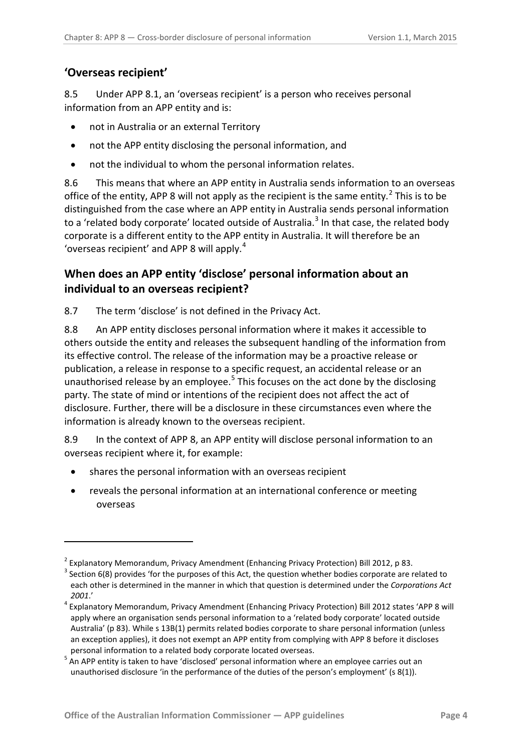## 'Overseas recipient'

8.5 Under APP 8.1, an 'overseas recipient' is a person who receives personal information from an APP entity and is:

- not in Australia or an external Territory
- not the APP entity disclosing the personal information, and
- not the individual to whom the personal information relates.

8.6 This means that where an APP entity in Australia sends information to an overseas office of the entity, APP 8 will not apply as the recipient is the same entity.[2] This is to be distinguished from the case where an APP entity in Australia sends personal information to a 'related body corporate' located outside of Australia.[3] In that case, the related body corporate is a different entity to the APP entity in Australia. It will therefore be an 'overseas recipient' and APP 8 will apply.[4]

## When does an APP entity 'disclose' personal information about an individual to an overseas recipient?

8.7 The term 'disclose' is not defined in the Privacy Act.

8.8 An APP entity discloses personal information where it makes it accessible to others outside the entity and releases the subsequent handling of the information from its effective control. The release of the information may be a proactive release or publication, a release in response to a specific request, an accidental release or an unauthorised release by an employee.[5] This focuses on the act done by the disclosing party. The state of mind or intentions of the recipient does not affect the act of disclosure. Further, there will be a disclosure in these circumstances even where the information is already known to the overseas recipient.

8.9 In the context of APP 8, an APP entity will disclose personal information to an overseas recipient where it, for example:

- shares the personal information with an overseas recipient
- reveals the personal information at an international conference or meeting overseas

---

[2] Explanatory Memorandum, Privacy Amendment (Enhancing Privacy Protection) Bill 2012, p 83.

[3] Section 6(8) provides 'for the purposes of this Act, the question whether bodies corporate are related to each other is determined in the manner in which that question is determined under the *Corporations Act 2001*.'

[4] Explanatory Memorandum, Privacy Amendment (Enhancing Privacy Protection) Bill 2012 states 'APP 8 will apply where an organisation sends personal information to a 'related body corporate' located outside Australia' (p 83). While s 13B(1) permits related bodies corporate to share personal information (unless an exception applies), it does not exempt an APP entity from complying with APP 8 before it discloses personal information to a related body corporate located overseas.

[5] An APP entity is taken to have 'disclosed' personal information where an employee carries out an unauthorised disclosure 'in the performance of the duties of the person's employment' (s 8(1)).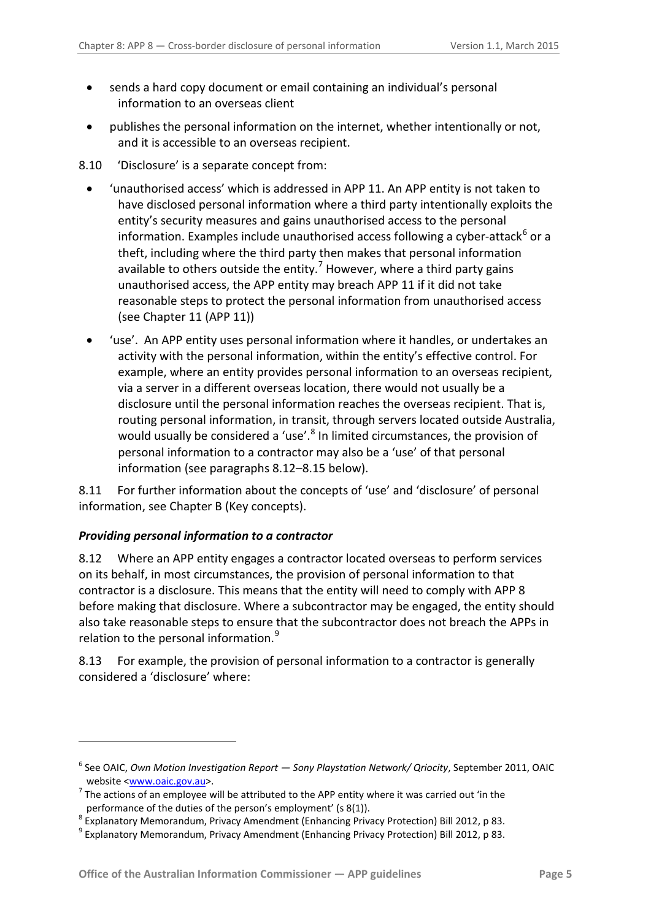- sends a hard copy document or email containing an individual's personal information to an overseas client
- publishes the personal information on the internet, whether intentionally or not, and it is accessible to an overseas recipient.

8.10 'Disclosure' is a separate concept from:

- 'unauthorised access' which is addressed in APP 11. An APP entity is not taken to have disclosed personal information where a third party intentionally exploits the entity's security measures and gains unauthorised access to the personal information. Examples include unauthorised access following a cyber-attack[6] or a theft, including where the third party then makes that personal information available to others outside the entity.[7] However, where a third party gains unauthorised access, the APP entity may breach APP 11 if it did not take reasonable steps to protect the personal information from unauthorised access (see Chapter 11 (APP 11))
- 'use'. An APP entity uses personal information where it handles, or undertakes an activity with the personal information, within the entity's effective control. For example, where an entity provides personal information to an overseas recipient, via a server in a different overseas location, there would not usually be a disclosure until the personal information reaches the overseas recipient. That is, routing personal information, in transit, through servers located outside Australia, would usually be considered a 'use'.[8] In limited circumstances, the provision of personal information to a contractor may also be a 'use' of that personal information (see paragraphs 8.12–8.15 below).

8.11 For further information about the concepts of 'use' and 'disclosure' of personal information, see Chapter B (Key concepts).

### *Providing personal information to a contractor*

8.12 Where an APP entity engages a contractor located overseas to perform services on its behalf, in most circumstances, the provision of personal information to that contractor is a disclosure. This means that the entity will need to comply with APP 8 before making that disclosure. Where a subcontractor may be engaged, the entity should also take reasonable steps to ensure that the subcontractor does not breach the APPs in relation to the personal information.[9]

8.13 For example, the provision of personal information to a contractor is generally considered a 'disclosure' where:

---

[6] See OAIC, *Own Motion Investigation Report — Sony Playstation Network/ Qriocity*, September 2011, OAIC website <www.oaic.gov.au>.

[7] The actions of an employee will be attributed to the APP entity where it was carried out 'in the performance of the duties of the person's employment' (s 8(1)).

[8] Explanatory Memorandum, Privacy Amendment (Enhancing Privacy Protection) Bill 2012, p 83.

[9] Explanatory Memorandum, Privacy Amendment (Enhancing Privacy Protection) Bill 2012, p 83.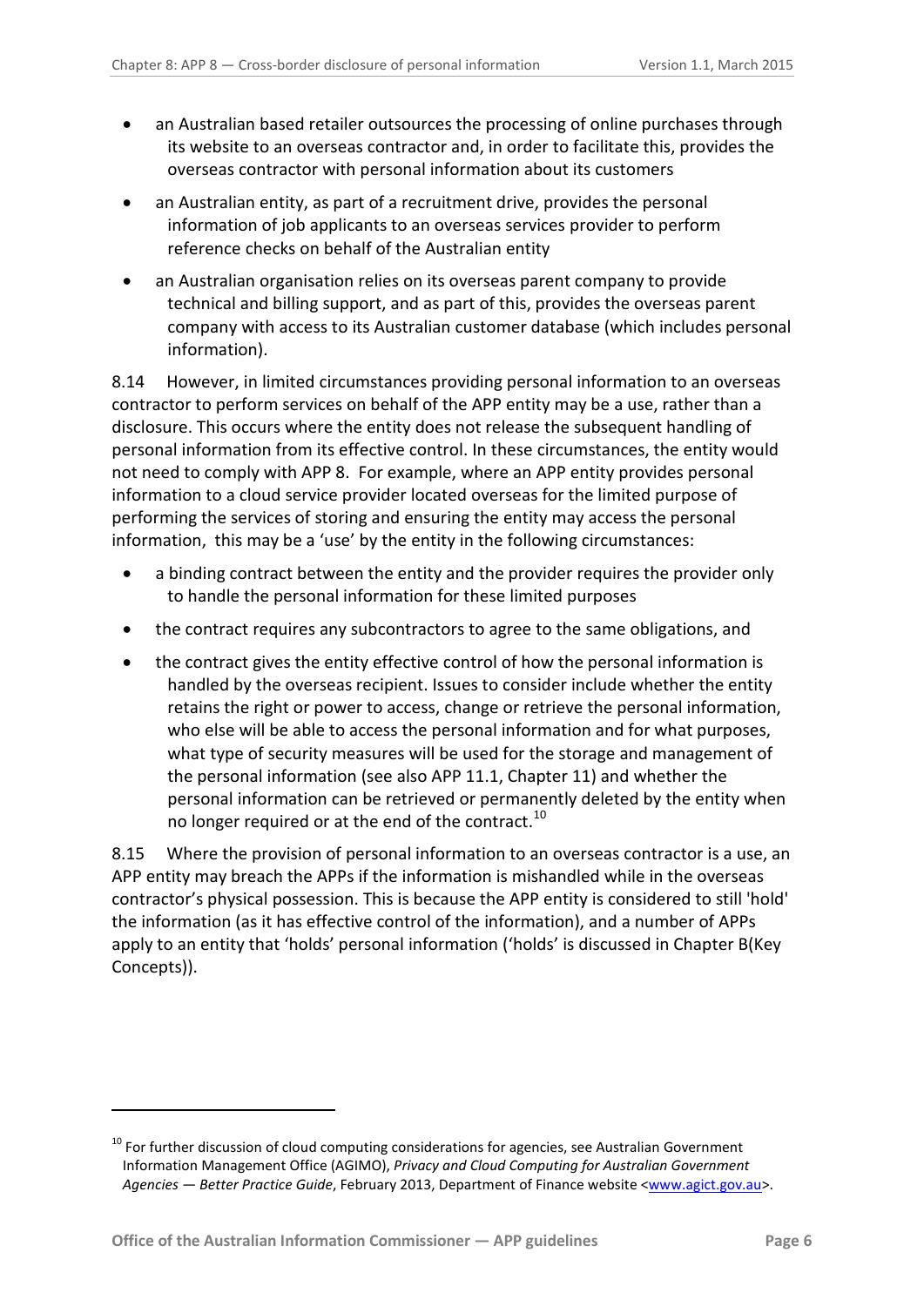- an Australian based retailer outsources the processing of online purchases through its website to an overseas contractor and, in order to facilitate this, provides the overseas contractor with personal information about its customers
- an Australian entity, as part of a recruitment drive, provides the personal information of job applicants to an overseas services provider to perform reference checks on behalf of the Australian entity
- an Australian organisation relies on its overseas parent company to provide technical and billing support, and as part of this, provides the overseas parent company with access to its Australian customer database (which includes personal information).

8.14 However, in limited circumstances providing personal information to an overseas contractor to perform services on behalf of the APP entity may be a use, rather than a disclosure. This occurs where the entity does not release the subsequent handling of personal information from its effective control. In these circumstances, the entity would not need to comply with APP 8. For example, where an APP entity provides personal information to a cloud service provider located overseas for the limited purpose of performing the services of storing and ensuring the entity may access the personal information, this may be a 'use' by the entity in the following circumstances:

- a binding contract between the entity and the provider requires the provider only to handle the personal information for these limited purposes
- the contract requires any subcontractors to agree to the same obligations, and
- the contract gives the entity effective control of how the personal information is handled by the overseas recipient. Issues to consider include whether the entity retains the right or power to access, change or retrieve the personal information, who else will be able to access the personal information and for what purposes, what type of security measures will be used for the storage and management of the personal information (see also APP 11.1, Chapter 11) and whether the personal information can be retrieved or permanently deleted by the entity when no longer required or at the end of the contract.[10]

8.15 Where the provision of personal information to an overseas contractor is a use, an APP entity may breach the APPs if the information is mishandled while in the overseas contractor's physical possession. This is because the APP entity is considered to still 'hold' the information (as it has effective control of the information), and a number of APPs apply to an entity that 'holds' personal information ('holds' is discussed in Chapter B(Key Concepts)).

---

[10] For further discussion of cloud computing considerations for agencies, see Australian Government Information Management Office (AGIMO), *Privacy and Cloud Computing for Australian Government Agencies — Better Practice Guide*, February 2013, Department of Finance website <www.agict.gov.au>.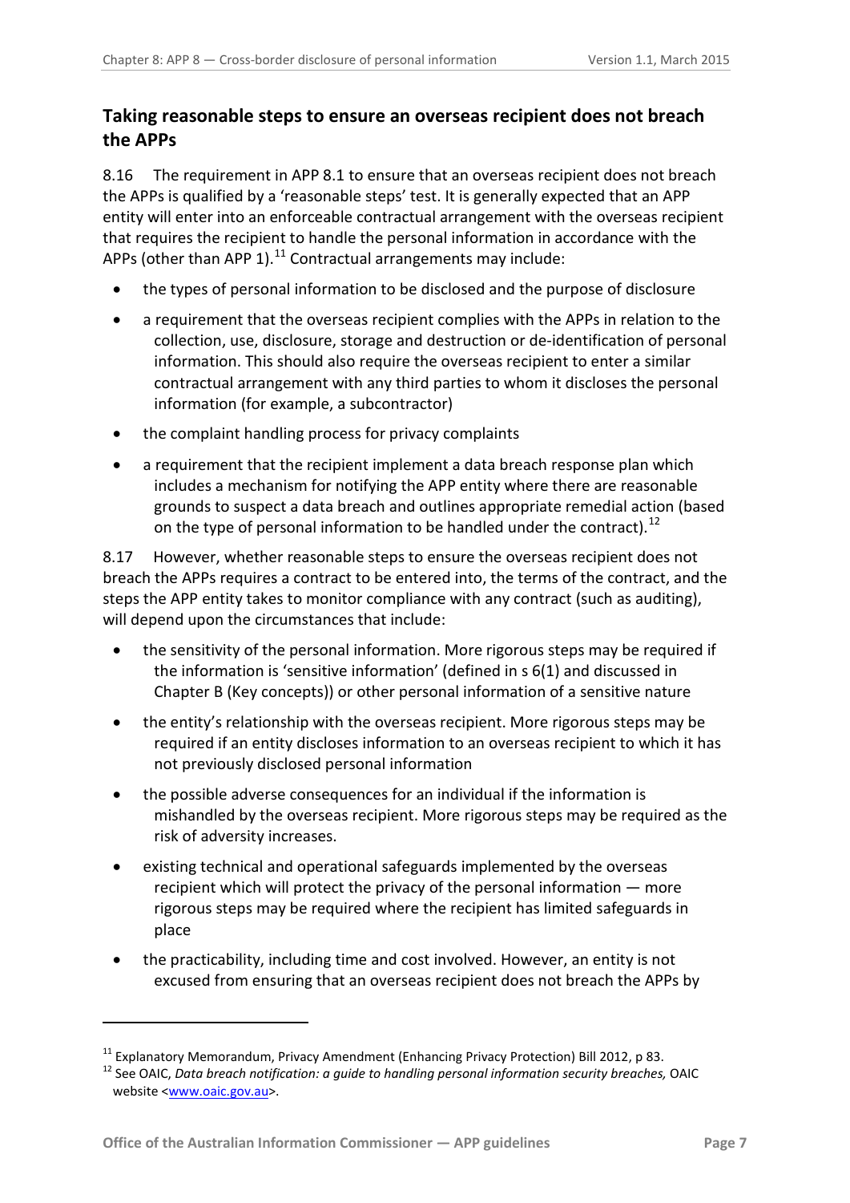## Taking reasonable steps to ensure an overseas recipient does not breach the APPs

8.16 The requirement in APP 8.1 to ensure that an overseas recipient does not breach the APPs is qualified by a 'reasonable steps' test. It is generally expected that an APP entity will enter into an enforceable contractual arrangement with the overseas recipient that requires the recipient to handle the personal information in accordance with the APPs (other than APP 1).[11] Contractual arrangements may include:

- the types of personal information to be disclosed and the purpose of disclosure
- a requirement that the overseas recipient complies with the APPs in relation to the collection, use, disclosure, storage and destruction or de-identification of personal information. This should also require the overseas recipient to enter a similar contractual arrangement with any third parties to whom it discloses the personal information (for example, a subcontractor)
- the complaint handling process for privacy complaints
- a requirement that the recipient implement a data breach response plan which includes a mechanism for notifying the APP entity where there are reasonable grounds to suspect a data breach and outlines appropriate remedial action (based on the type of personal information to be handled under the contract).[12]

8.17 However, whether reasonable steps to ensure the overseas recipient does not breach the APPs requires a contract to be entered into, the terms of the contract, and the steps the APP entity takes to monitor compliance with any contract (such as auditing), will depend upon the circumstances that include:

- the sensitivity of the personal information. More rigorous steps may be required if the information is 'sensitive information' (defined in s 6(1) and discussed in Chapter B (Key concepts)) or other personal information of a sensitive nature
- the entity's relationship with the overseas recipient. More rigorous steps may be required if an entity discloses information to an overseas recipient to which it has not previously disclosed personal information
- the possible adverse consequences for an individual if the information is mishandled by the overseas recipient. More rigorous steps may be required as the risk of adversity increases.
- existing technical and operational safeguards implemented by the overseas recipient which will protect the privacy of the personal information — more rigorous steps may be required where the recipient has limited safeguards in place
- the practicability, including time and cost involved. However, an entity is not excused from ensuring that an overseas recipient does not breach the APPs by

---

[11] Explanatory Memorandum, Privacy Amendment (Enhancing Privacy Protection) Bill 2012, p 83.

[12] See OAIC, *Data breach notification: a guide to handling personal information security breaches,* OAIC website <www.oaic.gov.au>.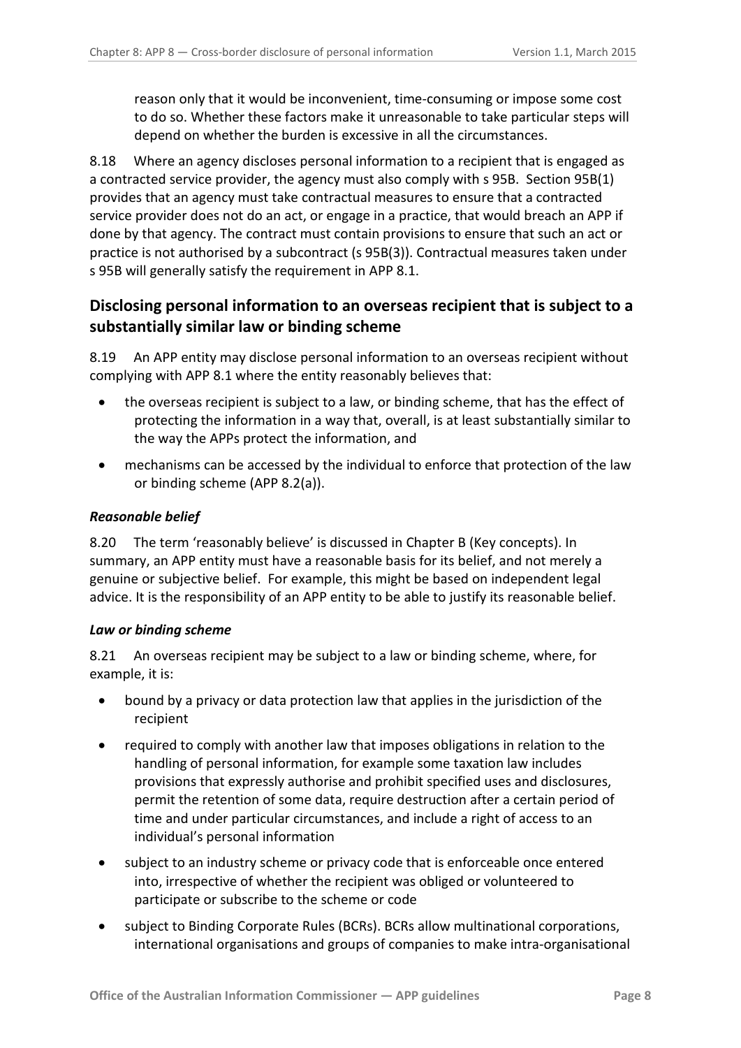reason only that it would be inconvenient, time-consuming or impose some cost to do so. Whether these factors make it unreasonable to take particular steps will depend on whether the burden is excessive in all the circumstances.

8.18 Where an agency discloses personal information to a recipient that is engaged as a contracted service provider, the agency must also comply with s 95B. Section 95B(1) provides that an agency must take contractual measures to ensure that a contracted service provider does not do an act, or engage in a practice, that would breach an APP if done by that agency. The contract must contain provisions to ensure that such an act or practice is not authorised by a subcontract (s 95B(3)). Contractual measures taken under s 95B will generally satisfy the requirement in APP 8.1.

## Disclosing personal information to an overseas recipient that is subject to a substantially similar law or binding scheme

8.19 An APP entity may disclose personal information to an overseas recipient without complying with APP 8.1 where the entity reasonably believes that:

- the overseas recipient is subject to a law, or binding scheme, that has the effect of protecting the information in a way that, overall, is at least substantially similar to the way the APPs protect the information, and
- mechanisms can be accessed by the individual to enforce that protection of the law or binding scheme (APP 8.2(a)).

### *Reasonable belief*

8.20 The term 'reasonably believe' is discussed in Chapter B (Key concepts). In summary, an APP entity must have a reasonable basis for its belief, and not merely a genuine or subjective belief. For example, this might be based on independent legal advice. It is the responsibility of an APP entity to be able to justify its reasonable belief.

### *Law or binding scheme*

8.21 An overseas recipient may be subject to a law or binding scheme, where, for example, it is:

- bound by a privacy or data protection law that applies in the jurisdiction of the recipient
- required to comply with another law that imposes obligations in relation to the handling of personal information, for example some taxation law includes provisions that expressly authorise and prohibit specified uses and disclosures, permit the retention of some data, require destruction after a certain period of time and under particular circumstances, and include a right of access to an individual's personal information
- subject to an industry scheme or privacy code that is enforceable once entered into, irrespective of whether the recipient was obliged or volunteered to participate or subscribe to the scheme or code
- subject to Binding Corporate Rules (BCRs). BCRs allow multinational corporations, international organisations and groups of companies to make intra-organisational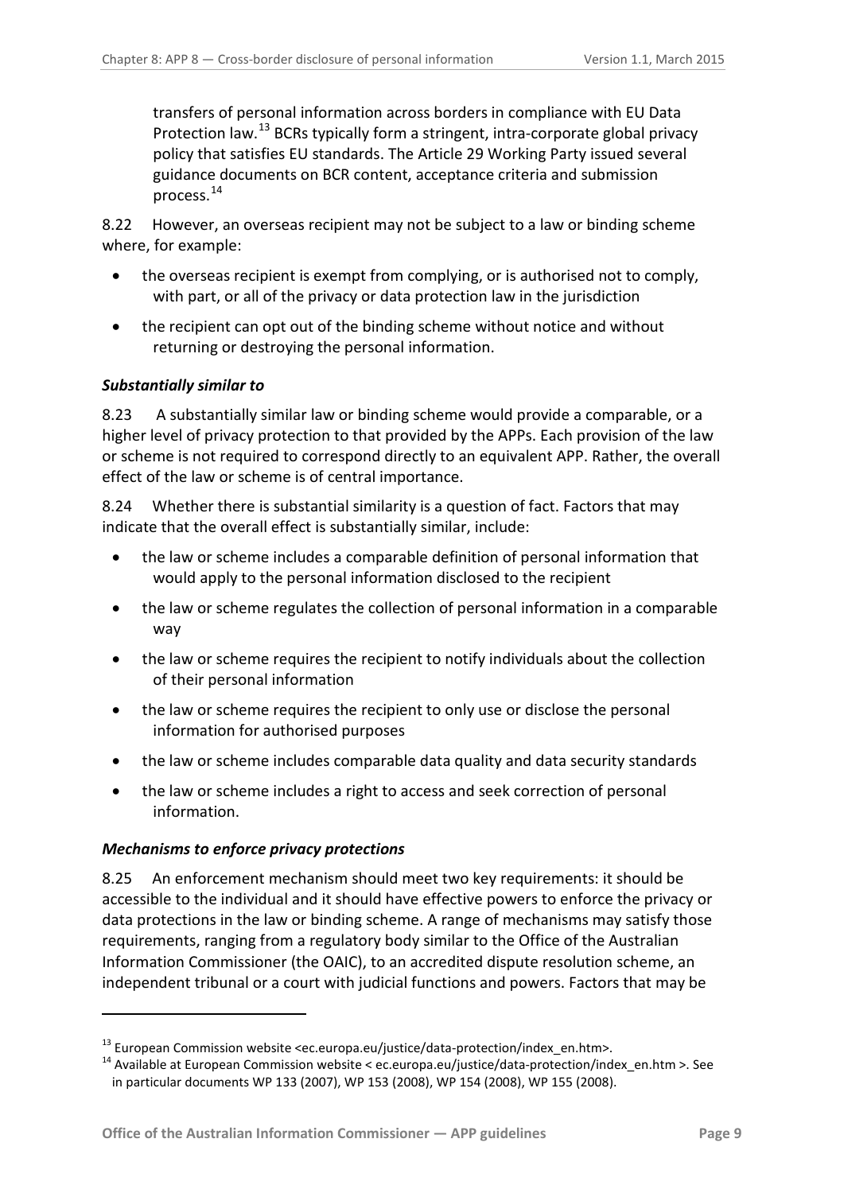transfers of personal information across borders in compliance with EU Data Protection law.[13] BCRs typically form a stringent, intra-corporate global privacy policy that satisfies EU standards. The Article 29 Working Party issued several guidance documents on BCR content, acceptance criteria and submission process.[14]

8.22 However, an overseas recipient may not be subject to a law or binding scheme where, for example:

- the overseas recipient is exempt from complying, or is authorised not to comply, with part, or all of the privacy or data protection law in the jurisdiction
- the recipient can opt out of the binding scheme without notice and without returning or destroying the personal information.

### *Substantially similar to*

8.23 A substantially similar law or binding scheme would provide a comparable, or a higher level of privacy protection to that provided by the APPs. Each provision of the law or scheme is not required to correspond directly to an equivalent APP. Rather, the overall effect of the law or scheme is of central importance.

8.24 Whether there is substantial similarity is a question of fact. Factors that may indicate that the overall effect is substantially similar, include:

- the law or scheme includes a comparable definition of personal information that would apply to the personal information disclosed to the recipient
- the law or scheme regulates the collection of personal information in a comparable way
- the law or scheme requires the recipient to notify individuals about the collection of their personal information
- the law or scheme requires the recipient to only use or disclose the personal information for authorised purposes
- the law or scheme includes comparable data quality and data security standards
- the law or scheme includes a right to access and seek correction of personal information.

### *Mechanisms to enforce privacy protections*

8.25 An enforcement mechanism should meet two key requirements: it should be accessible to the individual and it should have effective powers to enforce the privacy or data protections in the law or binding scheme. A range of mechanisms may satisfy those requirements, ranging from a regulatory body similar to the Office of the Australian Information Commissioner (the OAIC), to an accredited dispute resolution scheme, an independent tribunal or a court with judicial functions and powers. Factors that may be

---

[13] European Commission website <ec.europa.eu/justice/data-protection/index_en.htm>.

[14] Available at European Commission website < ec.europa.eu/justice/data-protection/index_en.htm >. See in particular documents WP 133 (2007), WP 153 (2008), WP 154 (2008), WP 155 (2008).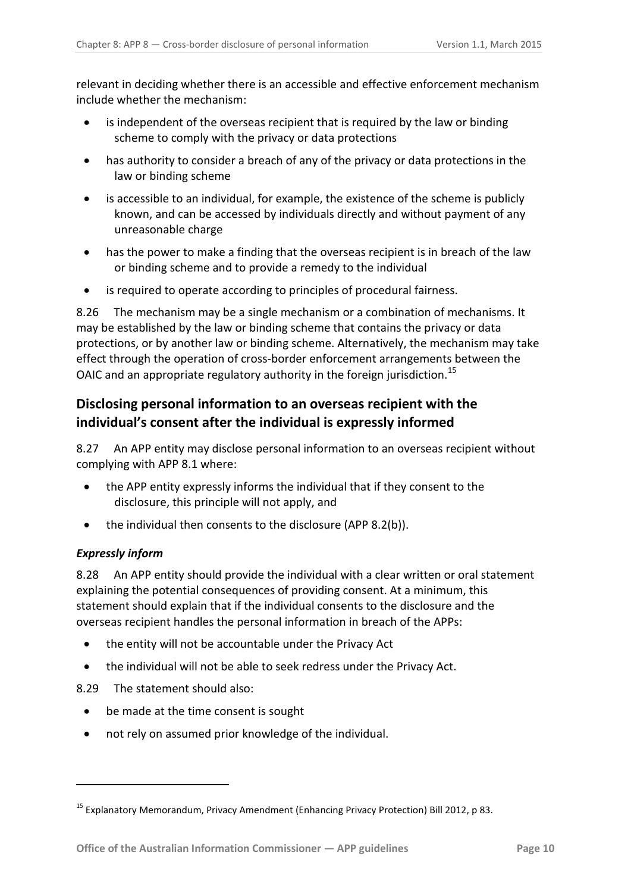relevant in deciding whether there is an accessible and effective enforcement mechanism include whether the mechanism:

- is independent of the overseas recipient that is required by the law or binding scheme to comply with the privacy or data protections
- has authority to consider a breach of any of the privacy or data protections in the law or binding scheme
- is accessible to an individual, for example, the existence of the scheme is publicly known, and can be accessed by individuals directly and without payment of any unreasonable charge
- has the power to make a finding that the overseas recipient is in breach of the law or binding scheme and to provide a remedy to the individual
- is required to operate according to principles of procedural fairness.

8.26 The mechanism may be a single mechanism or a combination of mechanisms. It may be established by the law or binding scheme that contains the privacy or data protections, or by another law or binding scheme. Alternatively, the mechanism may take effect through the operation of cross-border enforcement arrangements between the OAIC and an appropriate regulatory authority in the foreign jurisdiction.[15]

## Disclosing personal information to an overseas recipient with the individual's consent after the individual is expressly informed

8.27 An APP entity may disclose personal information to an overseas recipient without complying with APP 8.1 where:

- the APP entity expressly informs the individual that if they consent to the disclosure, this principle will not apply, and
- the individual then consents to the disclosure (APP 8.2(b)).

### *Expressly inform*

8.28 An APP entity should provide the individual with a clear written or oral statement explaining the potential consequences of providing consent. At a minimum, this statement should explain that if the individual consents to the disclosure and the overseas recipient handles the personal information in breach of the APPs:

- the entity will not be accountable under the Privacy Act
- the individual will not be able to seek redress under the Privacy Act.

8.29 The statement should also:

- be made at the time consent is sought
- not rely on assumed prior knowledge of the individual.

---

[15] Explanatory Memorandum, Privacy Amendment (Enhancing Privacy Protection) Bill 2012, p 83.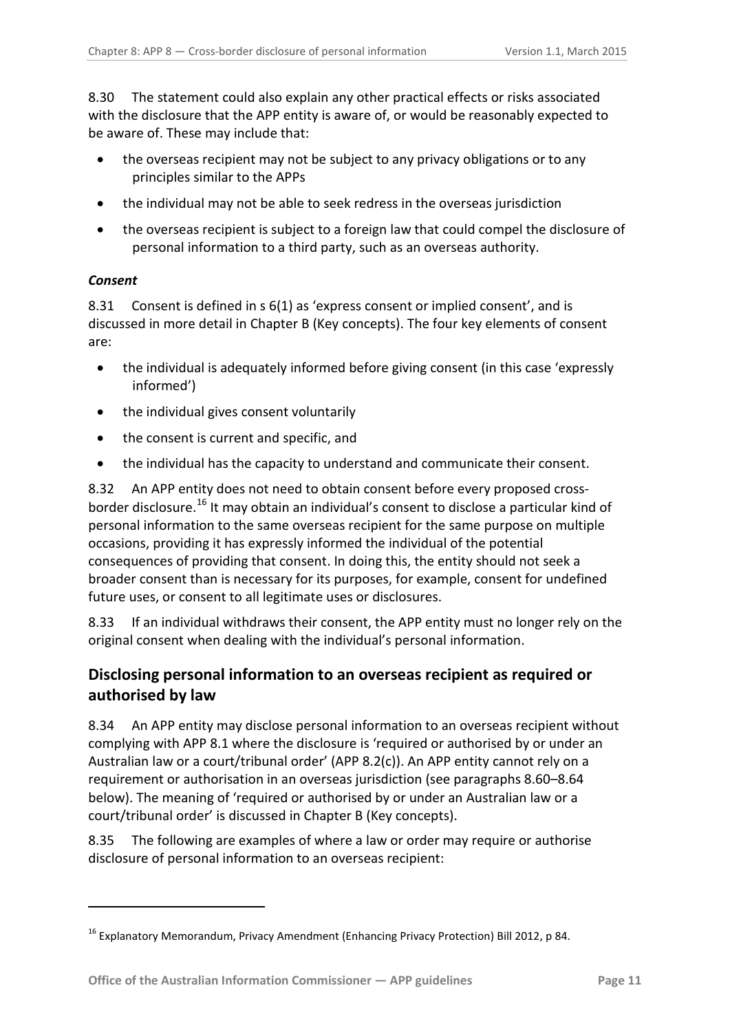8.30 The statement could also explain any other practical effects or risks associated with the disclosure that the APP entity is aware of, or would be reasonably expected to be aware of. These may include that:

- the overseas recipient may not be subject to any privacy obligations or to any principles similar to the APPs
- the individual may not be able to seek redress in the overseas jurisdiction
- the overseas recipient is subject to a foreign law that could compel the disclosure of personal information to a third party, such as an overseas authority.

### *Consent*

8.31 Consent is defined in s 6(1) as 'express consent or implied consent', and is discussed in more detail in Chapter B (Key concepts). The four key elements of consent are:

- the individual is adequately informed before giving consent (in this case 'expressly informed')
- the individual gives consent voluntarily
- the consent is current and specific, and
- the individual has the capacity to understand and communicate their consent.

8.32 An APP entity does not need to obtain consent before every proposed cross-border disclosure.[16] It may obtain an individual's consent to disclose a particular kind of personal information to the same overseas recipient for the same purpose on multiple occasions, providing it has expressly informed the individual of the potential consequences of providing that consent. In doing this, the entity should not seek a broader consent than is necessary for its purposes, for example, consent for undefined future uses, or consent to all legitimate uses or disclosures.

8.33 If an individual withdraws their consent, the APP entity must no longer rely on the original consent when dealing with the individual's personal information.

## Disclosing personal information to an overseas recipient as required or authorised by law

8.34 An APP entity may disclose personal information to an overseas recipient without complying with APP 8.1 where the disclosure is 'required or authorised by or under an Australian law or a court/tribunal order' (APP 8.2(c)). An APP entity cannot rely on a requirement or authorisation in an overseas jurisdiction (see paragraphs 8.60–8.64 below). The meaning of 'required or authorised by or under an Australian law or a court/tribunal order' is discussed in Chapter B (Key concepts).

8.35 The following are examples of where a law or order may require or authorise disclosure of personal information to an overseas recipient:

---

[16] Explanatory Memorandum, Privacy Amendment (Enhancing Privacy Protection) Bill 2012, p 84.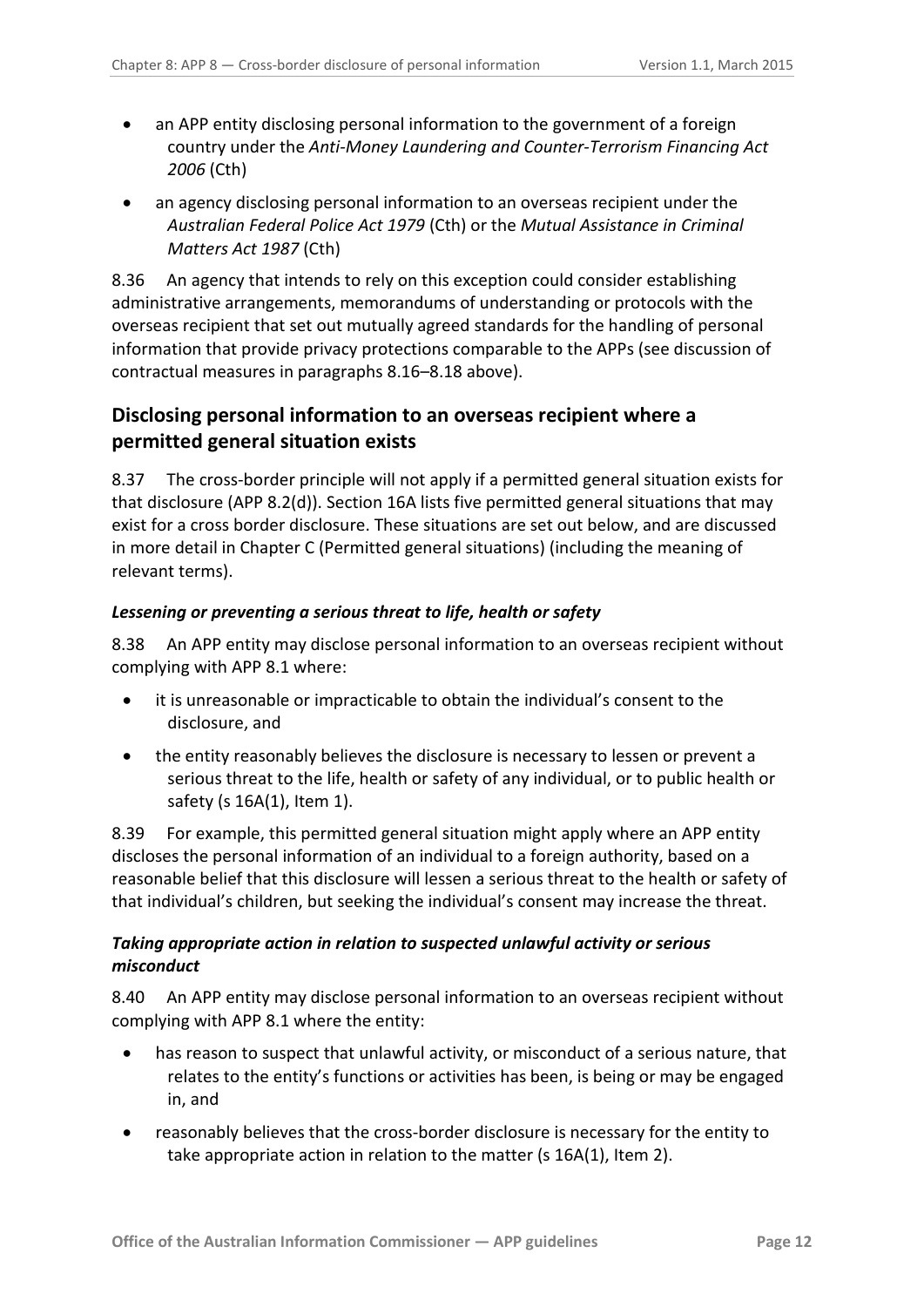- an APP entity disclosing personal information to the government of a foreign country under the *Anti-Money Laundering and Counter-Terrorism Financing Act 2006* (Cth)
- an agency disclosing personal information to an overseas recipient under the *Australian Federal Police Act 1979* (Cth) or the *Mutual Assistance in Criminal Matters Act 1987* (Cth)

8.36 An agency that intends to rely on this exception could consider establishing administrative arrangements, memorandums of understanding or protocols with the overseas recipient that set out mutually agreed standards for the handling of personal information that provide privacy protections comparable to the APPs (see discussion of contractual measures in paragraphs 8.16–8.18 above).

## Disclosing personal information to an overseas recipient where a permitted general situation exists

8.37 The cross-border principle will not apply if a permitted general situation exists for that disclosure (APP 8.2(d)). Section 16A lists five permitted general situations that may exist for a cross border disclosure. These situations are set out below, and are discussed in more detail in Chapter C (Permitted general situations) (including the meaning of relevant terms).

### *Lessening or preventing a serious threat to life, health or safety*

8.38 An APP entity may disclose personal information to an overseas recipient without complying with APP 8.1 where:

- it is unreasonable or impracticable to obtain the individual's consent to the disclosure, and
- the entity reasonably believes the disclosure is necessary to lessen or prevent a serious threat to the life, health or safety of any individual, or to public health or safety (s 16A(1), Item 1).

8.39 For example, this permitted general situation might apply where an APP entity discloses the personal information of an individual to a foreign authority, based on a reasonable belief that this disclosure will lessen a serious threat to the health or safety of that individual's children, but seeking the individual's consent may increase the threat.

### *Taking appropriate action in relation to suspected unlawful activity or serious misconduct*

8.40 An APP entity may disclose personal information to an overseas recipient without complying with APP 8.1 where the entity:

- has reason to suspect that unlawful activity, or misconduct of a serious nature, that relates to the entity's functions or activities has been, is being or may be engaged in, and
- reasonably believes that the cross-border disclosure is necessary for the entity to take appropriate action in relation to the matter (s 16A(1), Item 2).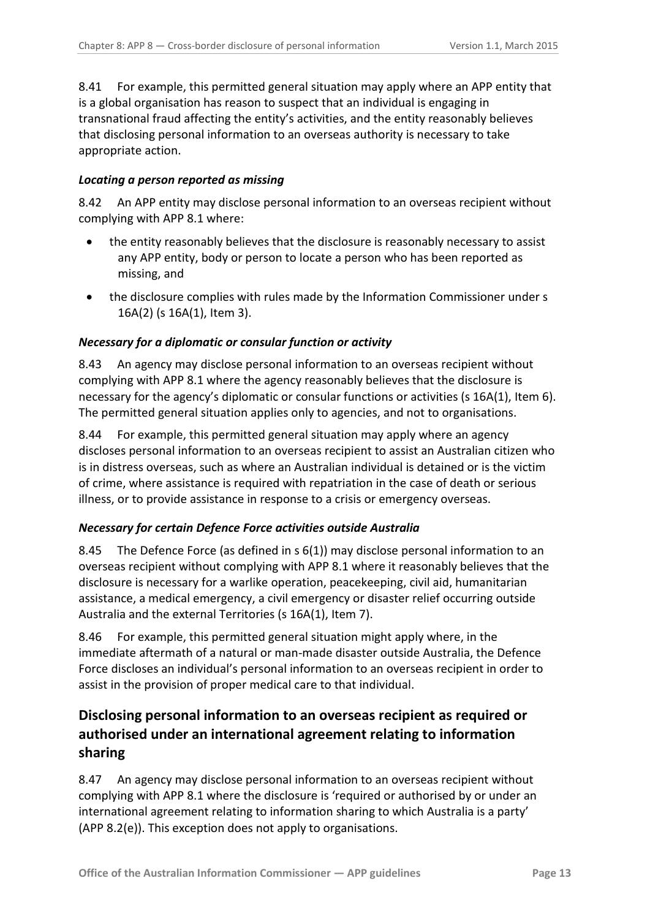8.41 For example, this permitted general situation may apply where an APP entity that is a global organisation has reason to suspect that an individual is engaging in transnational fraud affecting the entity's activities, and the entity reasonably believes that disclosing personal information to an overseas authority is necessary to take appropriate action.

### *Locating a person reported as missing*

8.42 An APP entity may disclose personal information to an overseas recipient without complying with APP 8.1 where:

- the entity reasonably believes that the disclosure is reasonably necessary to assist any APP entity, body or person to locate a person who has been reported as missing, and
- the disclosure complies with rules made by the Information Commissioner under s 16A(2) (s 16A(1), Item 3).

### *Necessary for a diplomatic or consular function or activity*

8.43 An agency may disclose personal information to an overseas recipient without complying with APP 8.1 where the agency reasonably believes that the disclosure is necessary for the agency's diplomatic or consular functions or activities (s 16A(1), Item 6). The permitted general situation applies only to agencies, and not to organisations.

8.44 For example, this permitted general situation may apply where an agency discloses personal information to an overseas recipient to assist an Australian citizen who is in distress overseas, such as where an Australian individual is detained or is the victim of crime, where assistance is required with repatriation in the case of death or serious illness, or to provide assistance in response to a crisis or emergency overseas.

### *Necessary for certain Defence Force activities outside Australia*

8.45 The Defence Force (as defined in s 6(1)) may disclose personal information to an overseas recipient without complying with APP 8.1 where it reasonably believes that the disclosure is necessary for a warlike operation, peacekeeping, civil aid, humanitarian assistance, a medical emergency, a civil emergency or disaster relief occurring outside Australia and the external Territories (s 16A(1), Item 7).

8.46 For example, this permitted general situation might apply where, in the immediate aftermath of a natural or man-made disaster outside Australia, the Defence Force discloses an individual's personal information to an overseas recipient in order to assist in the provision of proper medical care to that individual.

## Disclosing personal information to an overseas recipient as required or authorised under an international agreement relating to information sharing

8.47 An agency may disclose personal information to an overseas recipient without complying with APP 8.1 where the disclosure is 'required or authorised by or under an international agreement relating to information sharing to which Australia is a party' (APP 8.2(e)). This exception does not apply to organisations.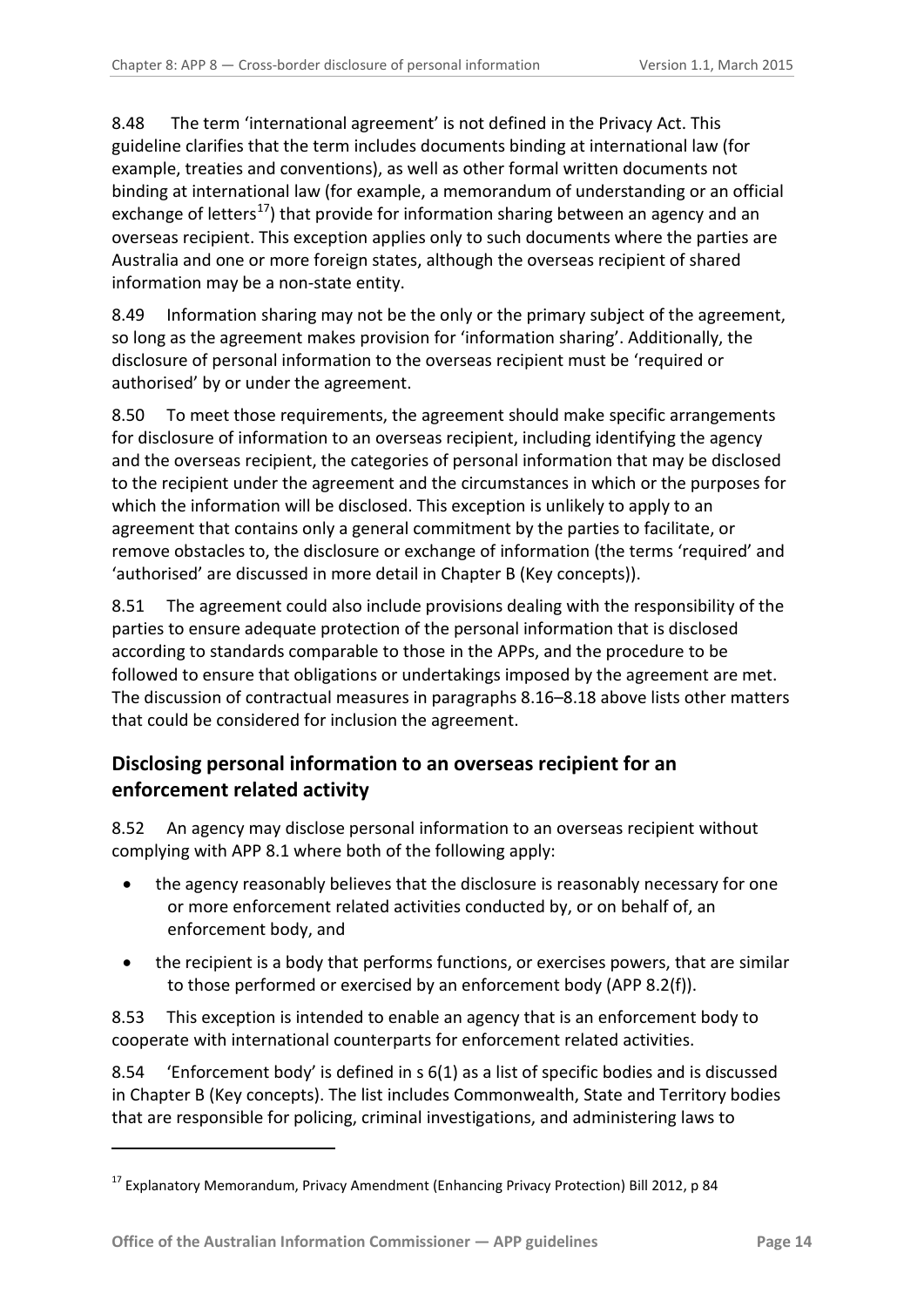8.48 The term 'international agreement' is not defined in the Privacy Act. This guideline clarifies that the term includes documents binding at international law (for example, treaties and conventions), as well as other formal written documents not binding at international law (for example, a memorandum of understanding or an official exchange of letters[17]) that provide for information sharing between an agency and an overseas recipient. This exception applies only to such documents where the parties are Australia and one or more foreign states, although the overseas recipient of shared information may be a non-state entity.

8.49 Information sharing may not be the only or the primary subject of the agreement, so long as the agreement makes provision for 'information sharing'. Additionally, the disclosure of personal information to the overseas recipient must be 'required or authorised' by or under the agreement.

8.50 To meet those requirements, the agreement should make specific arrangements for disclosure of information to an overseas recipient, including identifying the agency and the overseas recipient, the categories of personal information that may be disclosed to the recipient under the agreement and the circumstances in which or the purposes for which the information will be disclosed. This exception is unlikely to apply to an agreement that contains only a general commitment by the parties to facilitate, or remove obstacles to, the disclosure or exchange of information (the terms 'required' and 'authorised' are discussed in more detail in Chapter B (Key concepts)).

8.51 The agreement could also include provisions dealing with the responsibility of the parties to ensure adequate protection of the personal information that is disclosed according to standards comparable to those in the APPs, and the procedure to be followed to ensure that obligations or undertakings imposed by the agreement are met. The discussion of contractual measures in paragraphs 8.16–8.18 above lists other matters that could be considered for inclusion the agreement.

## Disclosing personal information to an overseas recipient for an enforcement related activity

8.52 An agency may disclose personal information to an overseas recipient without complying with APP 8.1 where both of the following apply:

- the agency reasonably believes that the disclosure is reasonably necessary for one or more enforcement related activities conducted by, or on behalf of, an enforcement body, and
- the recipient is a body that performs functions, or exercises powers, that are similar to those performed or exercised by an enforcement body (APP 8.2(f)).

8.53 This exception is intended to enable an agency that is an enforcement body to cooperate with international counterparts for enforcement related activities.

8.54 'Enforcement body' is defined in s 6(1) as a list of specific bodies and is discussed in Chapter B (Key concepts). The list includes Commonwealth, State and Territory bodies that are responsible for policing, criminal investigations, and administering laws to

[17] Explanatory Memorandum, Privacy Amendment (Enhancing Privacy Protection) Bill 2012, p 84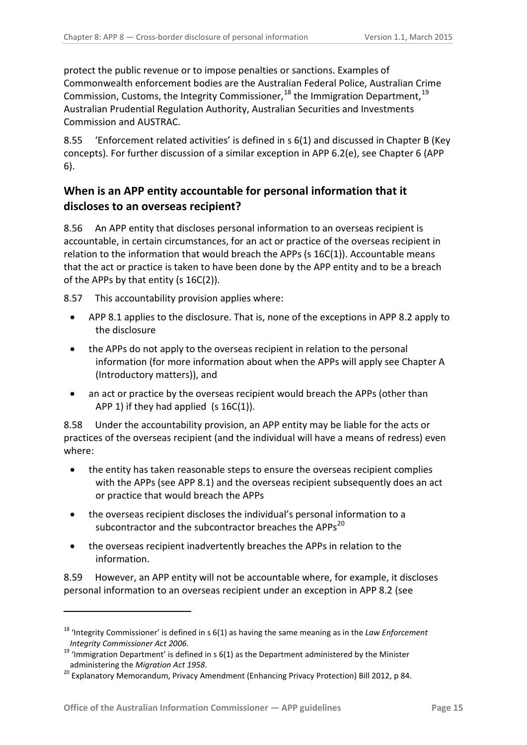protect the public revenue or to impose penalties or sanctions. Examples of Commonwealth enforcement bodies are the Australian Federal Police, Australian Crime Commission, Customs, the Integrity Commissioner,[18] the Immigration Department,[19] Australian Prudential Regulation Authority, Australian Securities and Investments Commission and AUSTRAC.

8.55 'Enforcement related activities' is defined in s 6(1) and discussed in Chapter B (Key concepts). For further discussion of a similar exception in APP 6.2(e), see Chapter 6 (APP 6).

## When is an APP entity accountable for personal information that it discloses to an overseas recipient?

8.56 An APP entity that discloses personal information to an overseas recipient is accountable, in certain circumstances, for an act or practice of the overseas recipient in relation to the information that would breach the APPs (s 16C(1)). Accountable means that the act or practice is taken to have been done by the APP entity and to be a breach of the APPs by that entity (s 16C(2)).

8.57 This accountability provision applies where:

- APP 8.1 applies to the disclosure. That is, none of the exceptions in APP 8.2 apply to the disclosure
- the APPs do not apply to the overseas recipient in relation to the personal information (for more information about when the APPs will apply see Chapter A (Introductory matters)), and
- an act or practice by the overseas recipient would breach the APPs (other than APP 1) if they had applied (s 16C(1)).

8.58 Under the accountability provision, an APP entity may be liable for the acts or practices of the overseas recipient (and the individual will have a means of redress) even where:

- the entity has taken reasonable steps to ensure the overseas recipient complies with the APPs (see APP 8.1) and the overseas recipient subsequently does an act or practice that would breach the APPs
- the overseas recipient discloses the individual's personal information to a subcontractor and the subcontractor breaches the APPs[20]
- the overseas recipient inadvertently breaches the APPs in relation to the information.

8.59 However, an APP entity will not be accountable where, for example, it discloses personal information to an overseas recipient under an exception in APP 8.2 (see

---

[18] 'Integrity Commissioner' is defined in s 6(1) as having the same meaning as in the *Law Enforcement Integrity Commissioner Act 2006*.

[19] 'Immigration Department' is defined in s 6(1) as the Department administered by the Minister administering the *Migration Act 1958*.

[20] Explanatory Memorandum, Privacy Amendment (Enhancing Privacy Protection) Bill 2012, p 84.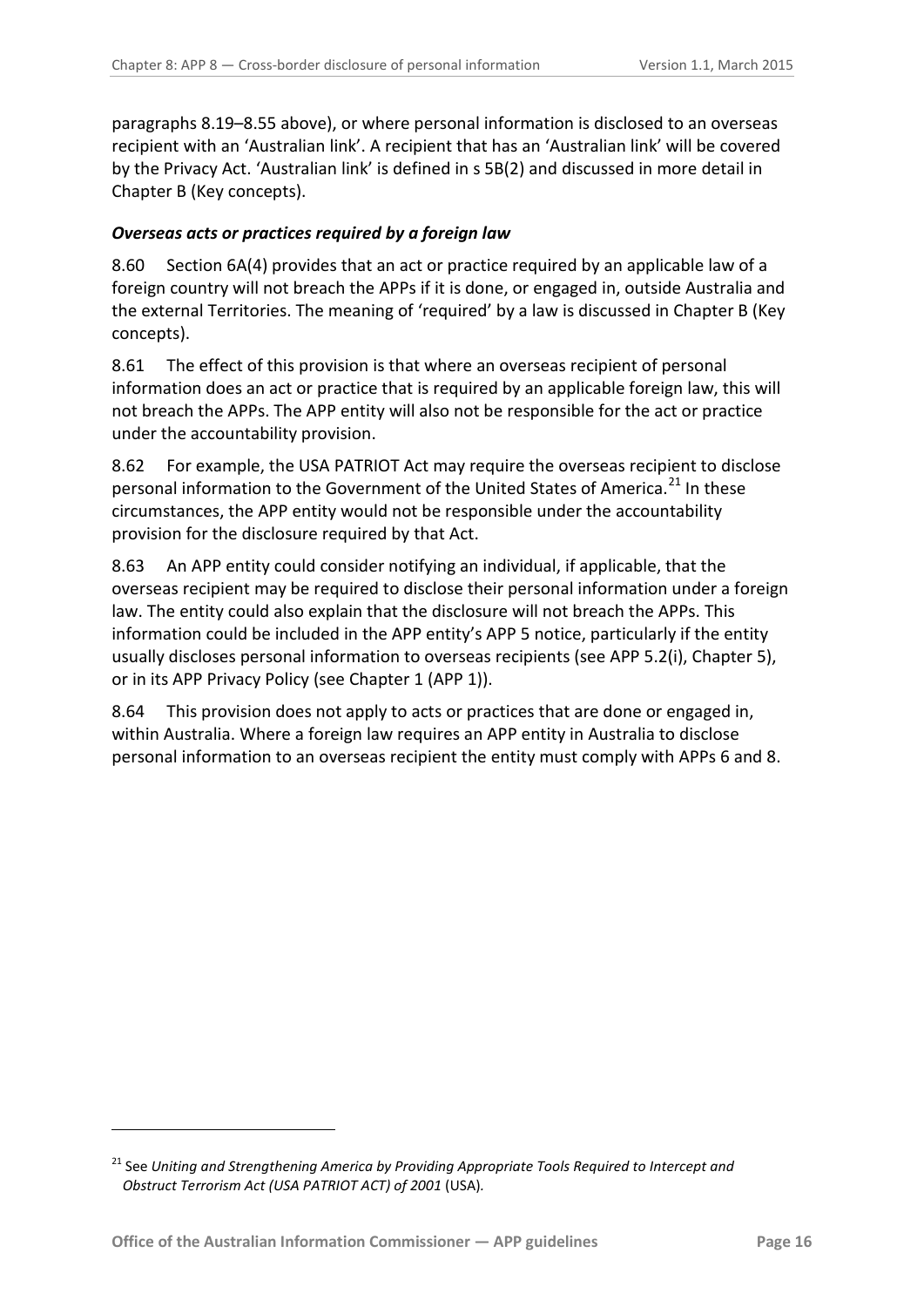paragraphs 8.19–8.55 above), or where personal information is disclosed to an overseas recipient with an 'Australian link'. A recipient that has an 'Australian link' will be covered by the Privacy Act. 'Australian link' is defined in s 5B(2) and discussed in more detail in Chapter B (Key concepts).

### *Overseas acts or practices required by a foreign law*

8.60 Section 6A(4) provides that an act or practice required by an applicable law of a foreign country will not breach the APPs if it is done, or engaged in, outside Australia and the external Territories. The meaning of 'required' by a law is discussed in Chapter B (Key concepts).

8.61 The effect of this provision is that where an overseas recipient of personal information does an act or practice that is required by an applicable foreign law, this will not breach the APPs. The APP entity will also not be responsible for the act or practice under the accountability provision.

8.62 For example, the USA PATRIOT Act may require the overseas recipient to disclose personal information to the Government of the United States of America.[21] In these circumstances, the APP entity would not be responsible under the accountability provision for the disclosure required by that Act.

8.63 An APP entity could consider notifying an individual, if applicable, that the overseas recipient may be required to disclose their personal information under a foreign law. The entity could also explain that the disclosure will not breach the APPs. This information could be included in the APP entity's APP 5 notice, particularly if the entity usually discloses personal information to overseas recipients (see APP 5.2(i), Chapter 5), or in its APP Privacy Policy (see Chapter 1 (APP 1)).

8.64 This provision does not apply to acts or practices that are done or engaged in, within Australia. Where a foreign law requires an APP entity in Australia to disclose personal information to an overseas recipient the entity must comply with APPs 6 and 8.

---

[21] See *Uniting and Strengthening America by Providing Appropriate Tools Required to Intercept and Obstruct Terrorism Act (USA PATRIOT ACT) of 2001* (USA).